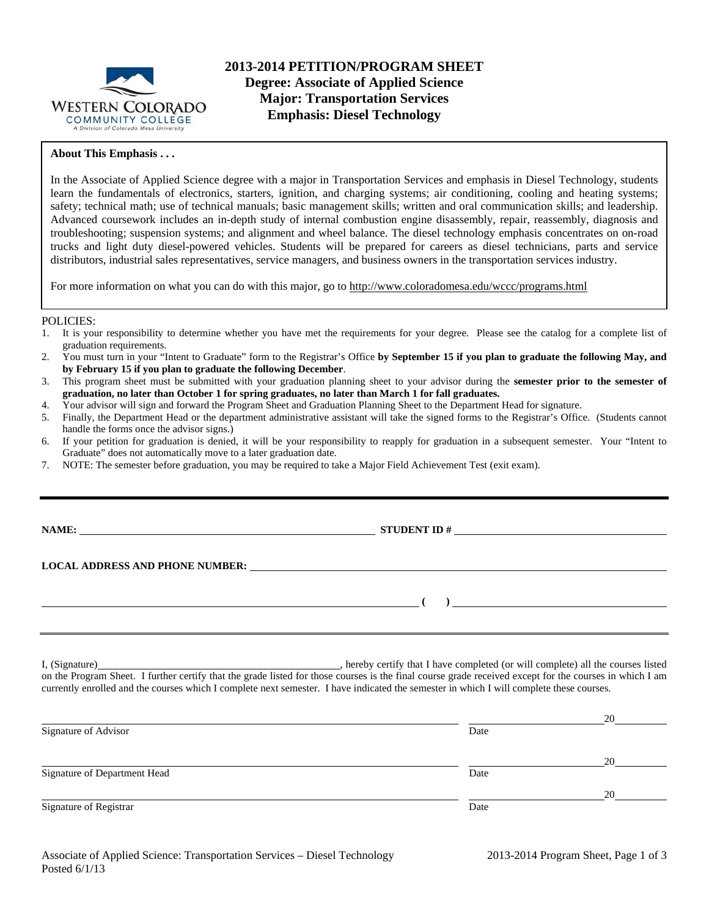# 2013-2014 PETITION/PROGRAM SHEET
## Degree: Associate of Applied Science
## Major: Transportation Services
## Emphasis: Diesel Technology

**About This Emphasis . . .**

In the Associate of Applied Science degree with a major in Transportation Services and emphasis in Diesel Technology, students learn the fundamentals of electronics, starters, ignition, and charging systems; air conditioning, cooling and heating systems; safety; technical math; use of technical manuals; basic management skills; written and oral communication skills; and leadership. Advanced coursework includes an in-depth study of internal combustion engine disassembly, repair, reassembly, diagnosis and troubleshooting; suspension systems; and alignment and wheel balance. The diesel technology emphasis concentrates on on-road trucks and light duty diesel-powered vehicles. Students will be prepared for careers as diesel technicians, parts and service distributors, industrial sales representatives, service managers, and business owners in the transportation services industry.

For more information on what you can do with this major, go to http://www.coloradomesa.edu/wccc/programs.html

POLICIES:

1. It is your responsibility to determine whether you have met the requirements for your degree. Please see the catalog for a complete list of graduation requirements.
2. You must turn in your "Intent to Graduate" form to the Registrar's Office **by September 15 if you plan to graduate the following May, and by February 15 if you plan to graduate the following December**.
3. This program sheet must be submitted with your graduation planning sheet to your advisor during the **semester prior to the semester of graduation, no later than October 1 for spring graduates, no later than March 1 for fall graduates.**
4. Your advisor will sign and forward the Program Sheet and Graduation Planning Sheet to the Department Head for signature.
5. Finally, the Department Head or the department administrative assistant will take the signed forms to the Registrar's Office. (Students cannot handle the forms once the advisor signs.)
6. If your petition for graduation is denied, it will be your responsibility to reapply for graduation in a subsequent semester. Your "Intent to Graduate" does not automatically move to a later graduation date.
7. NOTE: The semester before graduation, you may be required to take a Major Field Achievement Test (exit exam).

---

**NAME:** ______________________________ **STUDENT ID #** ______________________________

**LOCAL ADDRESS AND PHONE NUMBER:** ______________________________

______________________________ **( )** ______________________________

---

I, (Signature)______________________________, hereby certify that I have completed (or will complete) all the courses listed on the Program Sheet. I further certify that the grade listed for those courses is the final course grade received except for the courses in which I am currently enrolled and the courses which I complete next semester. I have indicated the semester in which I will complete these courses.

______________________________ ____________ 20____
Signature of Advisor Date

______________________________ ____________ 20____
Signature of Department Head Date

______________________________ ____________ 20____
Signature of Registrar Date

Associate of Applied Science: Transportation Services – Diesel Technology
Posted 6/1/13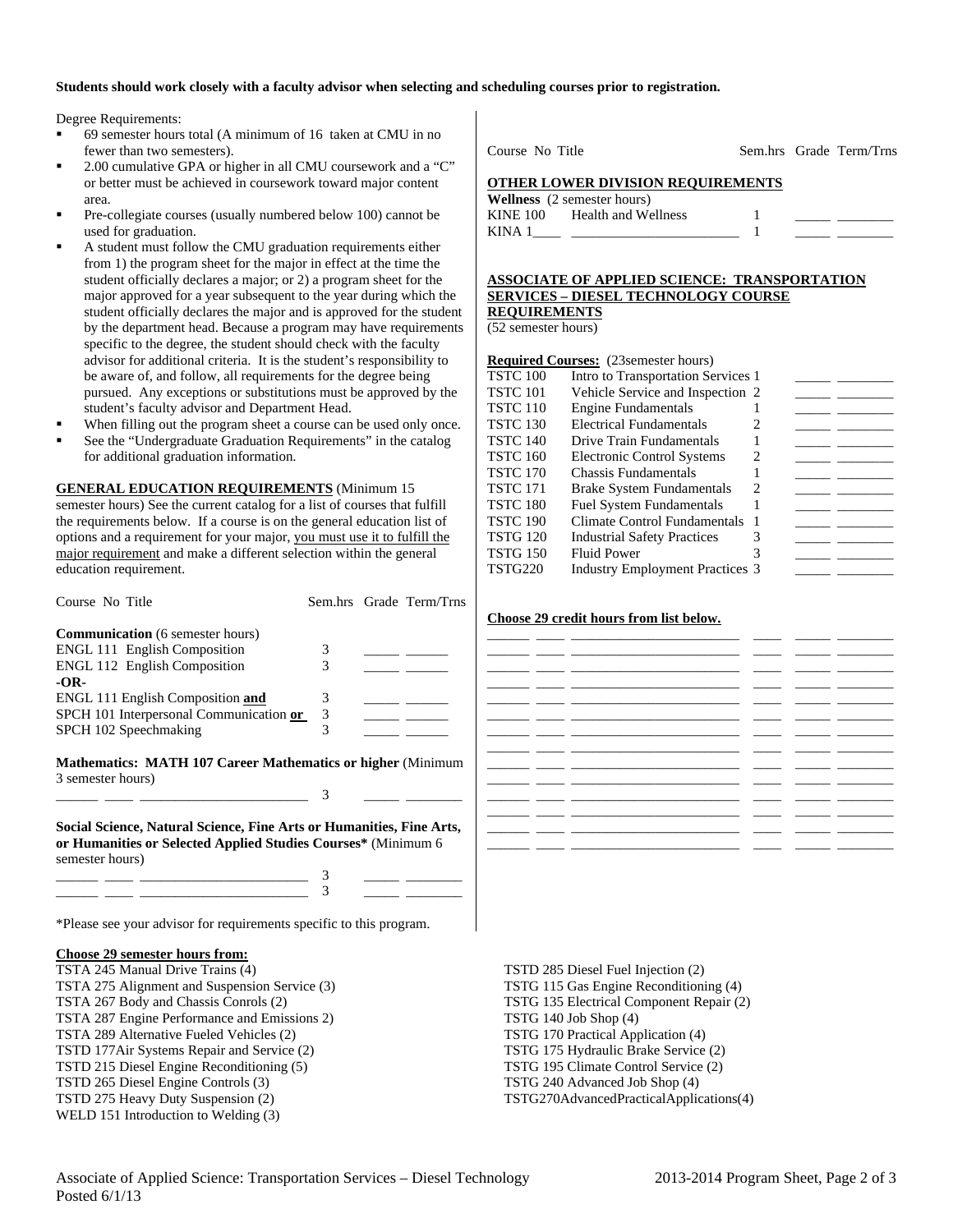**Students should work closely with a faculty advisor when selecting and scheduling courses prior to registration.**

Degree Requirements:

- 69 semester hours total (A minimum of 16 taken at CMU in no fewer than two semesters).
- 2.00 cumulative GPA or higher in all CMU coursework and a "C" or better must be achieved in coursework toward major content area.
- Pre-collegiate courses (usually numbered below 100) cannot be used for graduation.
- A student must follow the CMU graduation requirements either from 1) the program sheet for the major in effect at the time the student officially declares a major; or 2) a program sheet for the major approved for a year subsequent to the year during which the student officially declares the major and is approved for the student by the department head. Because a program may have requirements specific to the degree, the student should check with the faculty advisor for additional criteria. It is the student's responsibility to be aware of, and follow, all requirements for the degree being pursued. Any exceptions or substitutions must be approved by the student's faculty advisor and Department Head.
- When filling out the program sheet a course can be used only once.
- See the "Undergraduate Graduation Requirements" in the catalog for additional graduation information.

**GENERAL EDUCATION REQUIREMENTS** (Minimum 15 semester hours) See the current catalog for a list of courses that fulfill the requirements below. If a course is on the general education list of options and a requirement for your major, you must use it to fulfill the major requirement and make a different selection within the general education requirement.

| Course No Title | Sem.hrs | Grade | Term/Trns |
|---|---|---|---|
| **Communication** (6 semester hours) | | | |
| ENGL 111 English Composition | 3 | | |
| ENGL 112 English Composition | 3 | | |
| **-OR-** | | | |
| ENGL 111 English Composition **and** | 3 | | |
| SPCH 101 Interpersonal Communication **or** | 3 | | |
| SPCH 102 Speechmaking | 3 | | |

**Mathematics: MATH 107 Career Mathematics or higher** (Minimum 3 semester hours)

| Course No Title | Sem.hrs | Grade | Term/Trns |
|---|---|---|---|
| ______ ____ ______________________ | 3 | | |

**Social Science, Natural Science, Fine Arts or Humanities, Fine Arts, or Humanities or Selected Applied Studies Courses*** (Minimum 6 semester hours)

| Course No Title | Sem.hrs | Grade | Term/Trns |
|---|---|---|---|
| ______ ____ ______________________ | 3 | | |
| ______ ____ ______________________ | 3 | | |

*Please see your advisor for requirements specific to this program.

**OTHER LOWER DIVISION REQUIREMENTS**

**Wellness** (2 semester hours)

| Course No | Title | Sem.hrs | Grade | Term/Trns |
|---|---|---|---|---|
| KINE 100 | Health and Wellness | 1 | | |
| KINA 1____ | ______________________ | 1 | | |

**ASSOCIATE OF APPLIED SCIENCE: TRANSPORTATION SERVICES – DIESEL TECHNOLOGY COURSE REQUIREMENTS**

(52 semester hours)

**Required Courses:** (23semester hours)

| Course No | Title | Sem.hrs | Grade | Term/Trns |
|---|---|---|---|---|
| TSTC 100 | Intro to Transportation Services | 1 | | |
| TSTC 101 | Vehicle Service and Inspection | 2 | | |
| TSTC 110 | Engine Fundamentals | 1 | | |
| TSTC 130 | Electrical Fundamentals | 2 | | |
| TSTC 140 | Drive Train Fundamentals | 1 | | |
| TSTC 160 | Electronic Control Systems | 2 | | |
| TSTC 170 | Chassis Fundamentals | 1 | | |
| TSTC 171 | Brake System Fundamentals | 2 | | |
| TSTC 180 | Fuel System Fundamentals | 1 | | |
| TSTC 190 | Climate Control Fundamentals | 1 | | |
| TSTG 120 | Industrial Safety Practices | 3 | | |
| TSTG 150 | Fluid Power | 3 | | |
| TSTG220 | Industry Employment Practices | 3 | | |

**Choose 29 credit hours from list below.**

| Course | No | Title | Sem.hrs | Grade | Term/Trns |
|---|---|---|---|---|---|
| | | | | | |
| | | | | | |
| | | | | | |
| | | | | | |
| | | | | | |
| | | | | | |
| | | | | | |
| | | | | | |
| | | | | | |
| | | | | | |
| | | | | | |
| | | | | | |
| | | | | | |

**Choose 29 semester hours from:**

TSTA 245 Manual Drive Trains (4)
TSTA 275 Alignment and Suspension Service (3)
TSTA 267 Body and Chassis Conrols (2)
TSTA 287 Engine Performance and Emissions 2)
TSTA 289 Alternative Fueled Vehicles (2)
TSTD 177Air Systems Repair and Service (2)
TSTD 215 Diesel Engine Reconditioning (5)
TSTD 265 Diesel Engine Controls (3)
TSTD 275 Heavy Duty Suspension (2)
WELD 151 Introduction to Welding (3)
TSTD 285 Diesel Fuel Injection (2)
TSTG 115 Gas Engine Reconditioning (4)
TSTG 135 Electrical Component Repair (2)
TSTG 140 Job Shop (4)
TSTG 170 Practical Application (4)
TSTG 175 Hydraulic Brake Service (2)
TSTG 195 Climate Control Service (2)
TSTG 240 Advanced Job Shop (4)
TSTG270AdvancedPracticalApplications(4)

Associate of Applied Science: Transportation Services – Diesel Technology
Posted 6/1/13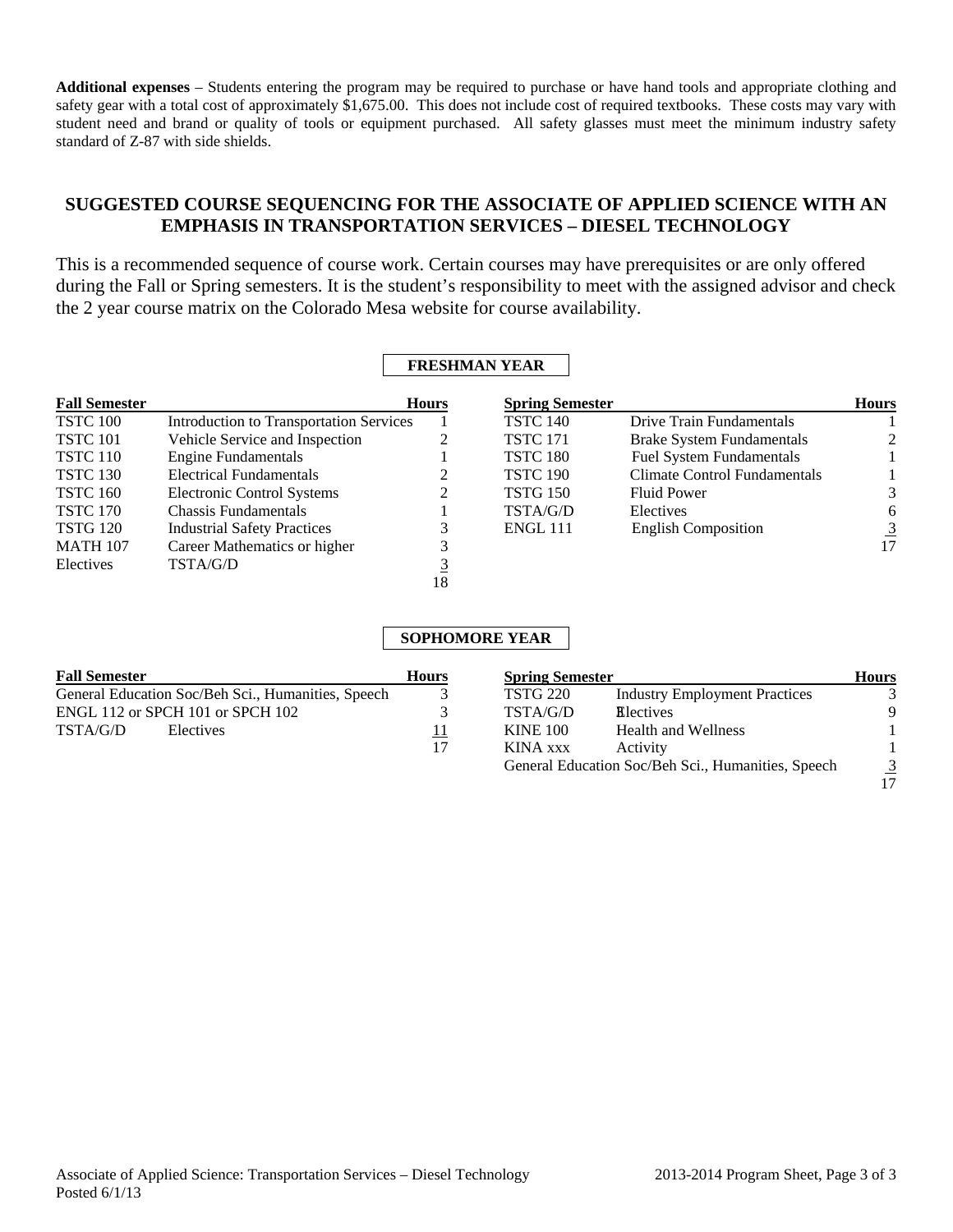**Additional expenses** – Students entering the program may be required to purchase or have hand tools and appropriate clothing and safety gear with a total cost of approximately $1,675.00. This does not include cost of required textbooks. These costs may vary with student need and brand or quality of tools or equipment purchased. All safety glasses must meet the minimum industry safety standard of Z-87 with side shields.

## SUGGESTED COURSE SEQUENCING FOR THE ASSOCIATE OF APPLIED SCIENCE WITH AN EMPHASIS IN TRANSPORTATION SERVICES – DIESEL TECHNOLOGY

This is a recommended sequence of course work. Certain courses may have prerequisites or are only offered during the Fall or Spring semesters. It is the student's responsibility to meet with the assigned advisor and check the 2 year course matrix on the Colorado Mesa website for course availability.

### FRESHMAN YEAR

| Fall Semester | | Hours |
|---|---|---|
| TSTC 100 | Introduction to Transportation Services | 1 |
| TSTC 101 | Vehicle Service and Inspection | 2 |
| TSTC 110 | Engine Fundamentals | 1 |
| TSTC 130 | Electrical Fundamentals | 2 |
| TSTC 160 | Electronic Control Systems | 2 |
| TSTC 170 | Chassis Fundamentals | 1 |
| TSTG 120 | Industrial Safety Practices | 3 |
| MATH 107 | Career Mathematics or higher | 3 |
| Electives | TSTA/G/D | 3 |
| | | 18 |

| Spring Semester | | Hours |
|---|---|---|
| TSTC 140 | Drive Train Fundamentals | 1 |
| TSTC 171 | Brake System Fundamentals | 2 |
| TSTC 180 | Fuel System Fundamentals | 1 |
| TSTC 190 | Climate Control Fundamentals | 1 |
| TSTG 150 | Fluid Power | 3 |
| TSTA/G/D | Electives | 6 |
| ENGL 111 | English Composition | 3 |
| | | 17 |

### SOPHOMORE YEAR

| Fall Semester | | Hours |
|---|---|---|
| General Education Soc/Beh Sci., Humanities, Speech | | 3 |
| ENGL 112 or SPCH 101 or SPCH 102 | | 3 |
| TSTA/G/D | Electives | 11 |
| | | 17 |

| Spring Semester | | Hours |
|---|---|---|
| TSTG 220 | Industry Employment Practices | 3 |
| TSTA/G/D | Electives | 9 |
| KINE 100 | Health and Wellness | 1 |
| KINA xxx | Activity | 1 |
| General Education Soc/Beh Sci., Humanities, Speech | | 3 |
| | | 17 |